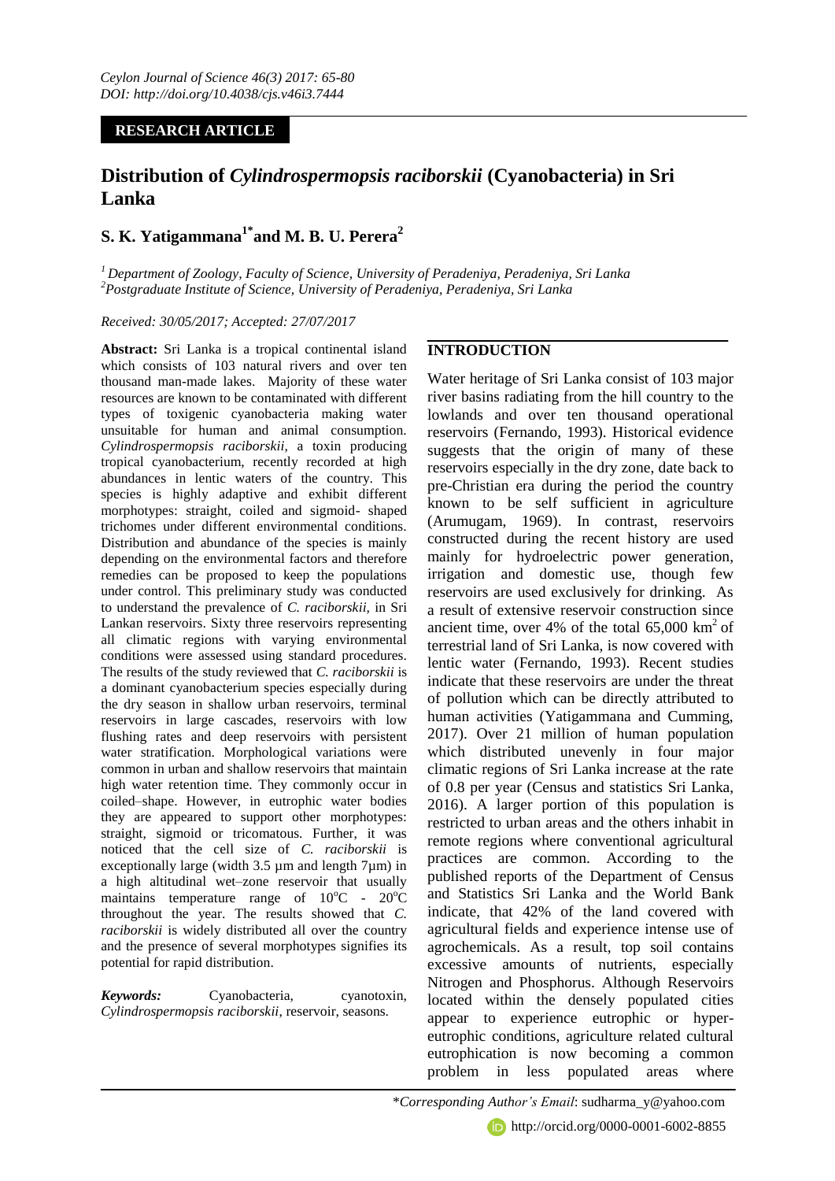**RESEARCH ARTICLE**

# Distribution of *Cylindrospermopsis raciborskii* (Cyanobacteria) in Sri Lanka

**S. K. Yatigammana[1*] and M. B. U. Perera[2]**

[1] *Department of Zoology, Faculty of Science, University of Peradeniya, Peradeniya, Sri Lanka*
[2] *Postgraduate Institute of Science, University of Peradeniya, Peradeniya, Sri Lanka*

*Received: 30/05/2017; Accepted: 27/07/2017*

**Abstract:** Sri Lanka is a tropical continental island which consists of 103 natural rivers and over ten thousand man-made lakes. Majority of these water resources are known to be contaminated with different types of toxigenic cyanobacteria making water unsuitable for human and animal consumption. *Cylindrospermopsis raciborskii*, a toxin producing tropical cyanobacterium, recently recorded at high abundances in lentic waters of the country. This species is highly adaptive and exhibit different morphotypes: straight, coiled and sigmoid- shaped trichomes under different environmental conditions. Distribution and abundance of the species is mainly depending on the environmental factors and therefore remedies can be proposed to keep the populations under control. This preliminary study was conducted to understand the prevalence of *C. raciborskii*, in Sri Lankan reservoirs. Sixty three reservoirs representing all climatic regions with varying environmental conditions were assessed using standard procedures. The results of the study reviewed that *C. raciborskii* is a dominant cyanobacterium species especially during the dry season in shallow urban reservoirs, terminal reservoirs in large cascades, reservoirs with low flushing rates and deep reservoirs with persistent water stratification. Morphological variations were common in urban and shallow reservoirs that maintain high water retention time. They commonly occur in coiled–shape. However, in eutrophic water bodies they are appeared to support other morphotypes: straight, sigmoid or tricomatous. Further, it was noticed that the cell size of *C. raciborskii* is exceptionally large (width 3.5 µm and length 7µm) in a high altitudinal wet–zone reservoir that usually maintains temperature range of $10^{o}C$ - $20^{o}C$ throughout the year. The results showed that *C. raciborskii* is widely distributed all over the country and the presence of several morphotypes signifies its potential for rapid distribution.

***Keywords:*** Cyanobacteria, cyanotoxin, *Cylindrospermopsis raciborskii*, reservoir, seasons.

## INTRODUCTION

Water heritage of Sri Lanka consist of 103 major river basins radiating from the hill country to the lowlands and over ten thousand operational reservoirs (Fernando, 1993). Historical evidence suggests that the origin of many of these reservoirs especially in the dry zone, date back to pre-Christian era during the period the country known to be self sufficient in agriculture (Arumugam, 1969). In contrast, reservoirs constructed during the recent history are used mainly for hydroelectric power generation, irrigation and domestic use, though few reservoirs are used exclusively for drinking. As a result of extensive reservoir construction since ancient time, over 4% of the total 65,000 $km^2$ of terrestrial land of Sri Lanka, is now covered with lentic water (Fernando, 1993). Recent studies indicate that these reservoirs are under the threat of pollution which can be directly attributed to human activities (Yatigammana and Cumming, 2017). Over 21 million of human population which distributed unevenly in four major climatic regions of Sri Lanka increase at the rate of 0.8 per year (Census and statistics Sri Lanka, 2016). A larger portion of this population is restricted to urban areas and the others inhabit in remote regions where conventional agricultural practices are common. According to the published reports of the Department of Census and Statistics Sri Lanka and the World Bank indicate, that 42% of the land covered with agricultural fields and experience intense use of agrochemicals. As a result, top soil contains excessive amounts of nutrients, especially Nitrogen and Phosphorus. Although Reservoirs located within the densely populated cities appear to experience eutrophic or hyper-eutrophic conditions, agriculture related cultural eutrophication is now becoming a common problem in less populated areas where

*\*Corresponding Author's Email*: sudharma_y@yahoo.com

http://orcid.org/0000-0001-6002-8855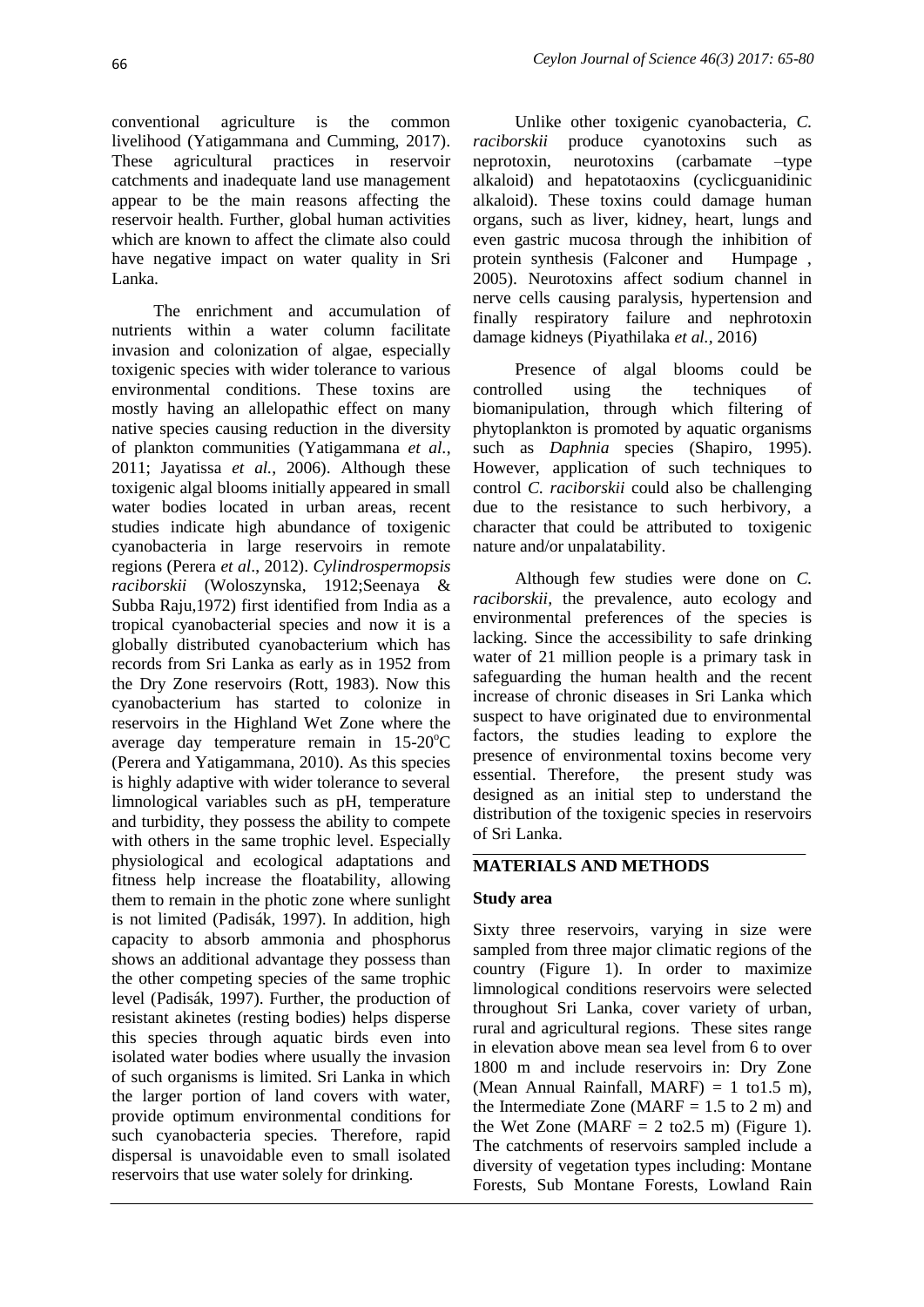conventional agriculture is the common livelihood (Yatigammana and Cumming, 2017). These agricultural practices in reservoir catchments and inadequate land use management appear to be the main reasons affecting the reservoir health. Further, global human activities which are known to affect the climate also could have negative impact on water quality in Sri Lanka.

The enrichment and accumulation of nutrients within a water column facilitate invasion and colonization of algae, especially toxigenic species with wider tolerance to various environmental conditions. These toxins are mostly having an allelopathic effect on many native species causing reduction in the diversity of plankton communities (Yatigammana *et al.*, 2011; Jayatissa *et al.*, 2006). Although these toxigenic algal blooms initially appeared in small water bodies located in urban areas, recent studies indicate high abundance of toxigenic cyanobacteria in large reservoirs in remote regions (Perera *et al*., 2012). *Cylindrospermopsis raciborskii* (Woloszynska, 1912;Seenaya & Subba Raju,1972) first identified from India as a tropical cyanobacterial species and now it is a globally distributed cyanobacterium which has records from Sri Lanka as early as in 1952 from the Dry Zone reservoirs (Rott, 1983). Now this cyanobacterium has started to colonize in reservoirs in the Highland Wet Zone where the average day temperature remain in 15-20$^{o}$C (Perera and Yatigammana, 2010). As this species is highly adaptive with wider tolerance to several limnological variables such as pH, temperature and turbidity, they possess the ability to compete with others in the same trophic level. Especially physiological and ecological adaptations and fitness help increase the floatability, allowing them to remain in the photic zone where sunlight is not limited (Padisák, 1997). In addition, high capacity to absorb ammonia and phosphorus shows an additional advantage they possess than the other competing species of the same trophic level (Padisák, 1997). Further, the production of resistant akinetes (resting bodies) helps disperse this species through aquatic birds even into isolated water bodies where usually the invasion of such organisms is limited. Sri Lanka in which the larger portion of land covers with water, provide optimum environmental conditions for such cyanobacteria species. Therefore, rapid dispersal is unavoidable even to small isolated reservoirs that use water solely for drinking.

Unlike other toxigenic cyanobacteria, *C. raciborskii* produce cyanotoxins such as neprotoxin, neurotoxins (carbamate –type alkaloid) and hepatotaoxins (cyclicguanidinic alkaloid). These toxins could damage human organs, such as liver, kidney, heart, lungs and even gastric mucosa through the inhibition of protein synthesis (Falconer and Humpage , 2005). Neurotoxins affect sodium channel in nerve cells causing paralysis, hypertension and finally respiratory failure and nephrotoxin damage kidneys (Piyathilaka *et al.,* 2016)

Presence of algal blooms could be controlled using the techniques of biomanipulation, through which filtering of phytoplankton is promoted by aquatic organisms such as *Daphnia* species (Shapiro, 1995). However, application of such techniques to control *C. raciborskii* could also be challenging due to the resistance to such herbivory, a character that could be attributed to toxigenic nature and/or unpalatability.

Although few studies were done on *C. raciborskii*, the prevalence, auto ecology and environmental preferences of the species is lacking. Since the accessibility to safe drinking water of 21 million people is a primary task in safeguarding the human health and the recent increase of chronic diseases in Sri Lanka which suspect to have originated due to environmental factors, the studies leading to explore the presence of environmental toxins become very essential. Therefore, the present study was designed as an initial step to understand the distribution of the toxigenic species in reservoirs of Sri Lanka.

## MATERIALS AND METHODS

### Study area

Sixty three reservoirs, varying in size were sampled from three major climatic regions of the country (Figure 1). In order to maximize limnological conditions reservoirs were selected throughout Sri Lanka, cover variety of urban, rural and agricultural regions. These sites range in elevation above mean sea level from 6 to over 1800 m and include reservoirs in: Dry Zone (Mean Annual Rainfall, MARF) = 1 to1.5 m), the Intermediate Zone (MARF = 1.5 to 2 m) and the Wet Zone (MARF = 2 to2.5 m) (Figure 1). The catchments of reservoirs sampled include a diversity of vegetation types including: Montane Forests, Sub Montane Forests, Lowland Rain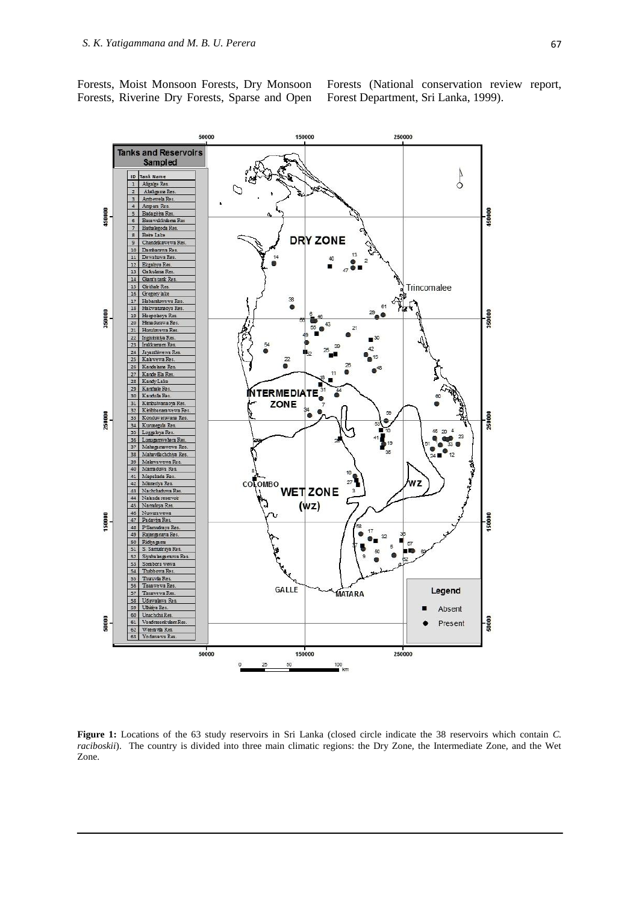Forests, Moist Monsoon Forests, Dry Monsoon Forests, Riverine Dry Forests, Sparse and Open Forests (National conservation review report, Forest Department, Sri Lanka, 1999).

**Figure 1:** Locations of the 63 study reservoirs in Sri Lanka (closed circle indicate the 38 reservoirs which contain *C. raciboskii*). The country is divided into three main climatic regions: the Dry Zone, the Intermediate Zone, and the Wet Zone.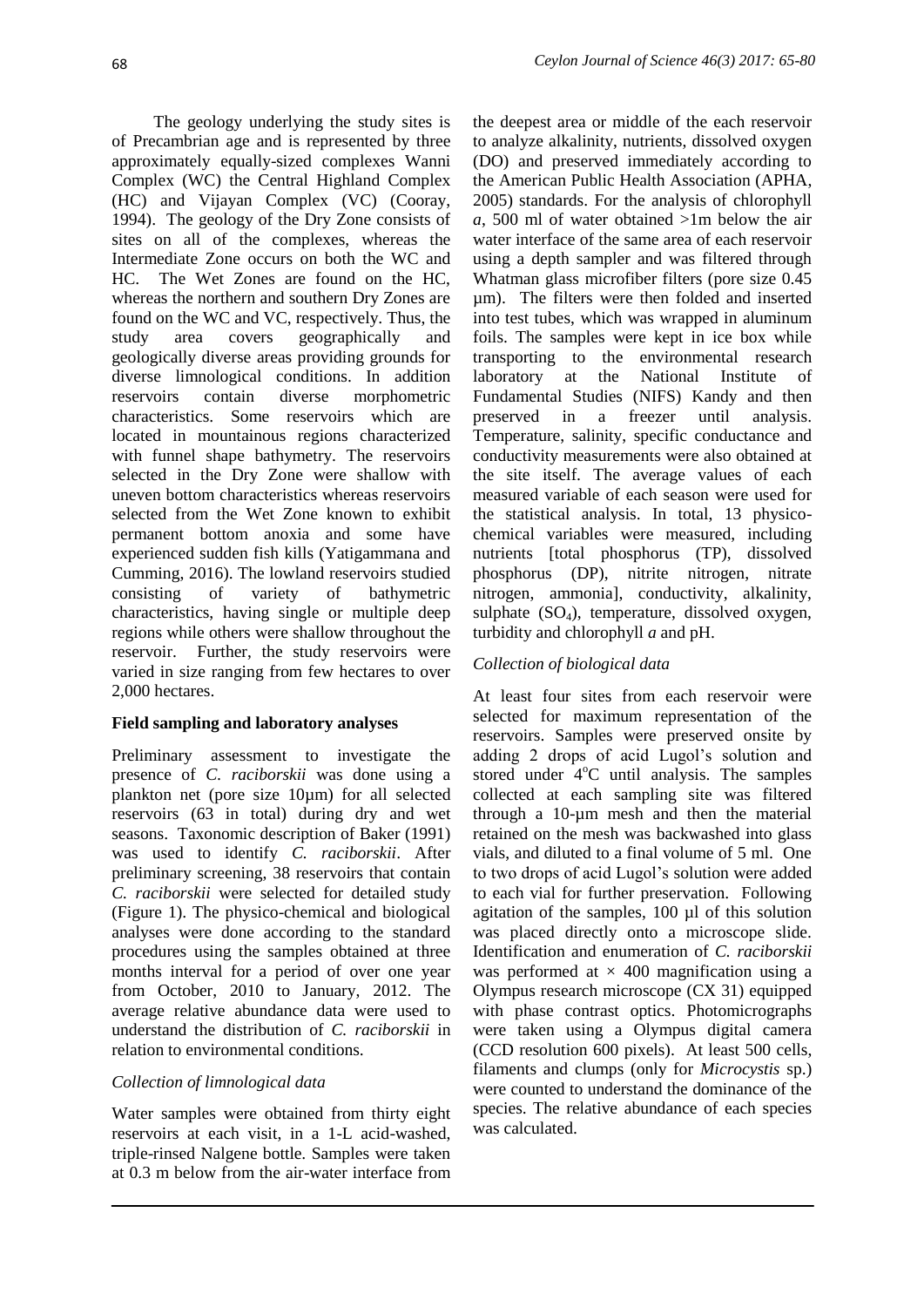The geology underlying the study sites is of Precambrian age and is represented by three approximately equally-sized complexes Wanni Complex (WC) the Central Highland Complex (HC) and Vijayan Complex (VC) (Cooray, 1994). The geology of the Dry Zone consists of sites on all of the complexes, whereas the Intermediate Zone occurs on both the WC and HC. The Wet Zones are found on the HC, whereas the northern and southern Dry Zones are found on the WC and VC, respectively. Thus, the study area covers geographically and geologically diverse areas providing grounds for diverse limnological conditions. In addition reservoirs contain diverse morphometric characteristics. Some reservoirs which are located in mountainous regions characterized with funnel shape bathymetry. The reservoirs selected in the Dry Zone were shallow with uneven bottom characteristics whereas reservoirs selected from the Wet Zone known to exhibit permanent bottom anoxia and some have experienced sudden fish kills (Yatigammana and Cumming, 2016). The lowland reservoirs studied consisting of variety of bathymetric characteristics, having single or multiple deep regions while others were shallow throughout the reservoir. Further, the study reservoirs were varied in size ranging from few hectares to over 2,000 hectares.

**Field sampling and laboratory analyses**

Preliminary assessment to investigate the presence of *C. raciborskii* was done using a plankton net (pore size 10µm) for all selected reservoirs (63 in total) during dry and wet seasons. Taxonomic description of Baker (1991) was used to identify *C. raciborskii*. After preliminary screening, 38 reservoirs that contain *C. raciborskii* were selected for detailed study (Figure 1). The physico-chemical and biological analyses were done according to the standard procedures using the samples obtained at three months interval for a period of over one year from October, 2010 to January, 2012. The average relative abundance data were used to understand the distribution of *C. raciborskii* in relation to environmental conditions.

*Collection of limnological data*

Water samples were obtained from thirty eight reservoirs at each visit, in a 1-L acid-washed, triple-rinsed Nalgene bottle. Samples were taken at 0.3 m below from the air-water interface from the deepest area or middle of the each reservoir to analyze alkalinity, nutrients, dissolved oxygen (DO) and preserved immediately according to the American Public Health Association (APHA, 2005) standards. For the analysis of chlorophyll *a*, 500 ml of water obtained >1m below the air water interface of the same area of each reservoir using a depth sampler and was filtered through Whatman glass microfiber filters (pore size 0.45 µm). The filters were then folded and inserted into test tubes, which was wrapped in aluminum foils. The samples were kept in ice box while transporting to the environmental research laboratory at the National Institute of Fundamental Studies (NIFS) Kandy and then preserved in a freezer until analysis. Temperature, salinity, specific conductance and conductivity measurements were also obtained at the site itself. The average values of each measured variable of each season were used for the statistical analysis. In total, 13 physico-chemical variables were measured, including nutrients [total phosphorus (TP), dissolved phosphorus (DP), nitrite nitrogen, nitrate nitrogen, ammonia], conductivity, alkalinity, sulphate ($SO_4$), temperature, dissolved oxygen, turbidity and chlorophyll *a* and pH.

*Collection of biological data*

At least four sites from each reservoir were selected for maximum representation of the reservoirs. Samples were preserved onsite by adding 2 drops of acid Lugol's solution and stored under $4^{o}$C until analysis. The samples collected at each sampling site was filtered through a 10-µm mesh and then the material retained on the mesh was backwashed into glass vials, and diluted to a final volume of 5 ml. One to two drops of acid Lugol's solution were added to each vial for further preservation. Following agitation of the samples, 100 µl of this solution was placed directly onto a microscope slide. Identification and enumeration of *C. raciborskii* was performed at × 400 magnification using a Olympus research microscope (CX 31) equipped with phase contrast optics. Photomicrographs were taken using a Olympus digital camera (CCD resolution 600 pixels). At least 500 cells, filaments and clumps (only for *Microcystis* sp.) were counted to understand the dominance of the species. The relative abundance of each species was calculated.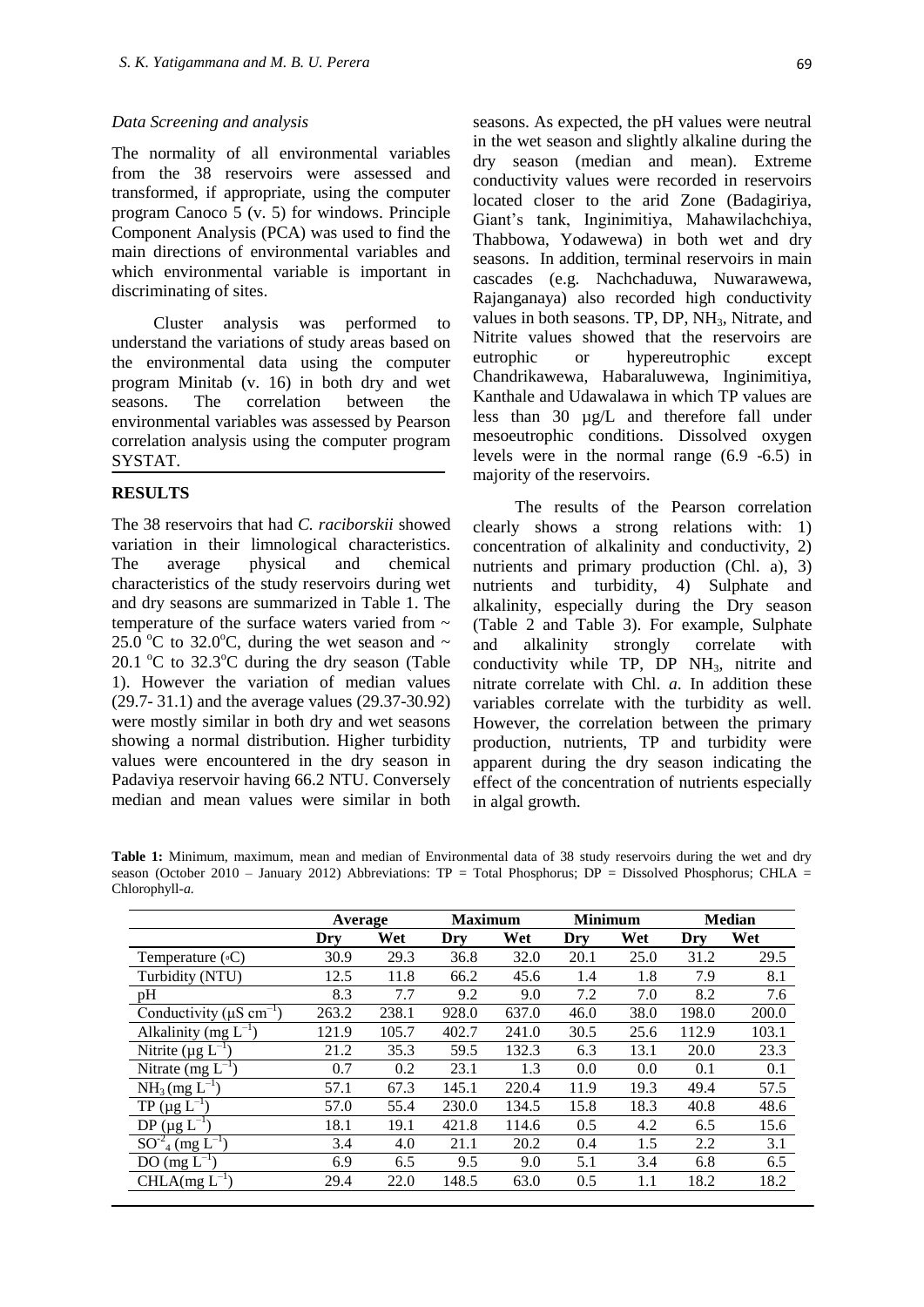*Data Screening and analysis*

The normality of all environmental variables from the 38 reservoirs were assessed and transformed, if appropriate, using the computer program Canoco 5 (v. 5) for windows. Principle Component Analysis (PCA) was used to find the main directions of environmental variables and which environmental variable is important in discriminating of sites.

Cluster analysis was performed to understand the variations of study areas based on the environmental data using the computer program Minitab (v. 16) in both dry and wet seasons. The correlation between the environmental variables was assessed by Pearson correlation analysis using the computer program SYSTAT.

## RESULTS

The 38 reservoirs that had *C. raciborskii* showed variation in their limnological characteristics. The average physical and chemical characteristics of the study reservoirs during wet and dry seasons are summarized in Table 1. The temperature of the surface waters varied from ~ 25.0 °C to 32.0°C, during the wet season and ~ 20.1 °C to 32.3°C during the dry season (Table 1). However the variation of median values (29.7- 31.1) and the average values (29.37-30.92) were mostly similar in both dry and wet seasons showing a normal distribution. Higher turbidity values were encountered in the dry season in Padaviya reservoir having 66.2 NTU. Conversely median and mean values were similar in both seasons. As expected, the pH values were neutral in the wet season and slightly alkaline during the dry season (median and mean). Extreme conductivity values were recorded in reservoirs located closer to the arid Zone (Badagiriya, Giant's tank, Inginimitiya, Mahawilachchiya, Thabbowa, Yodawewa) in both wet and dry seasons. In addition, terminal reservoirs in main cascades (e.g. Nachchaduwa, Nuwarawewa, Rajanganaya) also recorded high conductivity values in both seasons. TP, DP, $NH_3$, Nitrate, and Nitrite values showed that the reservoirs are eutrophic or hypereutrophic except Chandrikawewa, Habaraluwewa, Inginimitiya, Kanthale and Udawalawa in which TP values are less than 30 µg/L and therefore fall under mesoeutrophic conditions. Dissolved oxygen levels were in the normal range (6.9 -6.5) in majority of the reservoirs.

The results of the Pearson correlation clearly shows a strong relations with: 1) concentration of alkalinity and conductivity, 2) nutrients and primary production (Chl. a), 3) nutrients and turbidity, 4) Sulphate and alkalinity, especially during the Dry season (Table 2 and Table 3). For example, Sulphate and alkalinity strongly correlate with conductivity while TP, DP $NH_3$, nitrite and nitrate correlate with Chl. *a*. In addition these variables correlate with the turbidity as well. However, the correlation between the primary production, nutrients, TP and turbidity were apparent during the dry season indicating the effect of the concentration of nutrients especially in algal growth.

**Table 1:** Minimum, maximum, mean and median of Environmental data of 38 study reservoirs during the wet and dry season (October 2010 – January 2012) Abbreviations: TP = Total Phosphorus; DP = Dissolved Phosphorus; CHLA = Chlorophyll-*a.*

| | Average | | Maximum | | Minimum | | Median | |
|---|---|---|---|---|---|---|---|---|
| | Dry | Wet | Dry | Wet | Dry | Wet | Dry | Wet |
| Temperature (°C) | 30.9 | 29.3 | 36.8 | 32.0 | 20.1 | 25.0 | 31.2 | 29.5 |
| Turbidity (NTU) | 12.5 | 11.8 | 66.2 | 45.6 | 1.4 | 1.8 | 7.9 | 8.1 |
| pH | 8.3 | 7.7 | 9.2 | 9.0 | 7.2 | 7.0 | 8.2 | 7.6 |
| Conductivity (µS $cm^{-1}$) | 263.2 | 238.1 | 928.0 | 637.0 | 46.0 | 38.0 | 198.0 | 200.0 |
| Alkalinity (mg $L^{-1}$) | 121.9 | 105.7 | 402.7 | 241.0 | 30.5 | 25.6 | 112.9 | 103.1 |
| Nitrite (µg $L^{-1}$) | 21.2 | 35.3 | 59.5 | 132.3 | 6.3 | 13.1 | 20.0 | 23.3 |
| Nitrate (mg $L^{-1}$) | 0.7 | 0.2 | 23.1 | 1.3 | 0.0 | 0.0 | 0.1 | 0.1 |
| $NH_3$ (mg $L^{-1}$) | 57.1 | 67.3 | 145.1 | 220.4 | 11.9 | 19.3 | 49.4 | 57.5 |
| TP (µg $L^{-1}$) | 57.0 | 55.4 | 230.0 | 134.5 | 15.8 | 18.3 | 40.8 | 48.6 |
| DP (µg $L^{-1}$) | 18.1 | 19.1 | 421.8 | 114.6 | 0.5 | 4.2 | 6.5 | 15.6 |
| $SO^{-2}_4$ (mg $L^{-1}$) | 3.4 | 4.0 | 21.1 | 20.2 | 0.4 | 1.5 | 2.2 | 3.1 |
| DO (mg $L^{-1}$) | 6.9 | 6.5 | 9.5 | 9.0 | 5.1 | 3.4 | 6.8 | 6.5 |
| CHLA(mg $L^{-1}$) | 29.4 | 22.0 | 148.5 | 63.0 | 0.5 | 1.1 | 18.2 | 18.2 |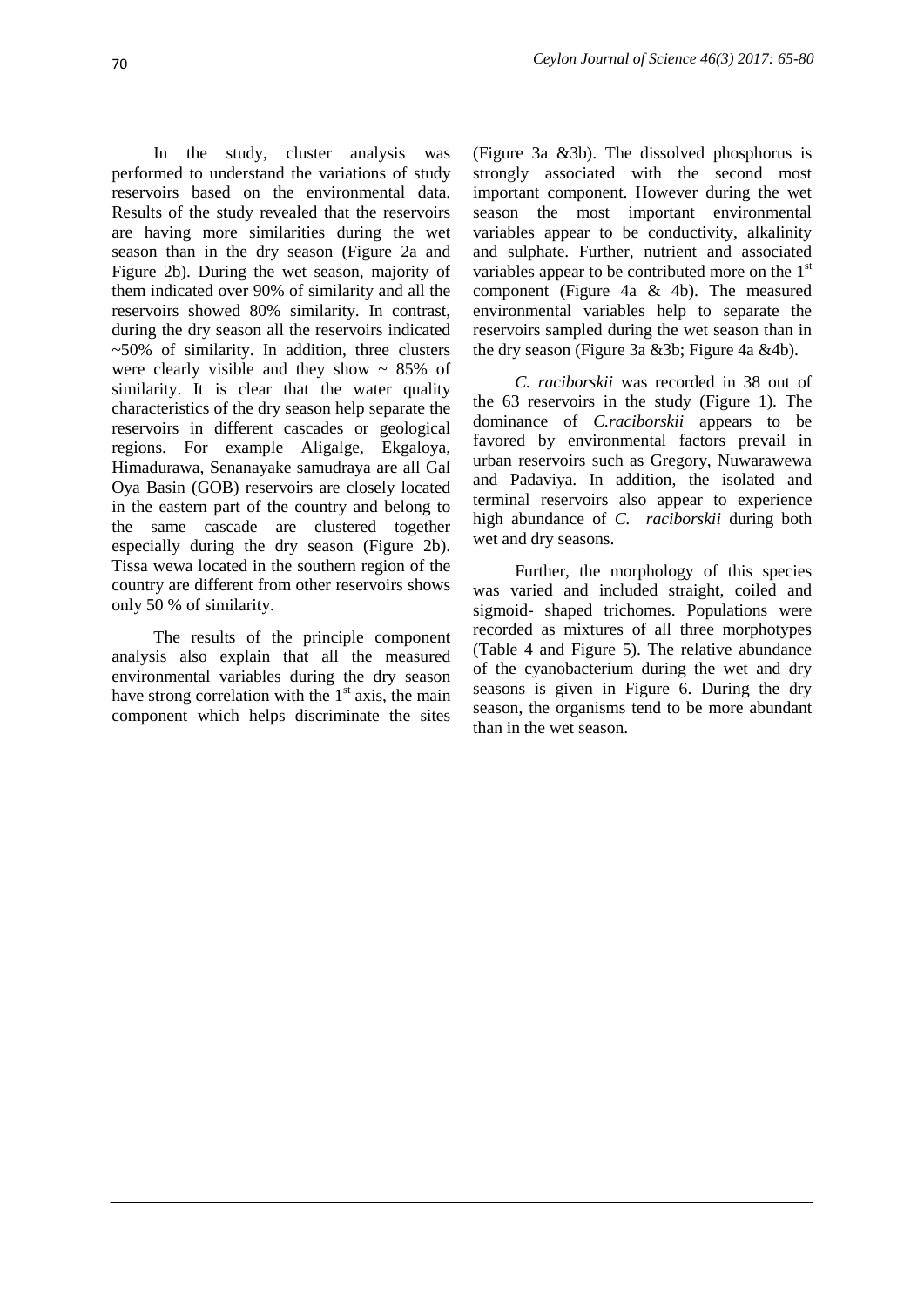In the study, cluster analysis was performed to understand the variations of study reservoirs based on the environmental data. Results of the study revealed that the reservoirs are having more similarities during the wet season than in the dry season (Figure 2a and Figure 2b). During the wet season, majority of them indicated over 90% of similarity and all the reservoirs showed 80% similarity. In contrast, during the dry season all the reservoirs indicated ~50% of similarity. In addition, three clusters were clearly visible and they show ~ 85% of similarity. It is clear that the water quality characteristics of the dry season help separate the reservoirs in different cascades or geological regions. For example Aligalge, Ekgaloya, Himadurawa, Senanayake samudraya are all Gal Oya Basin (GOB) reservoirs are closely located in the eastern part of the country and belong to the same cascade are clustered together especially during the dry season (Figure 2b). Tissa wewa located in the southern region of the country are different from other reservoirs shows only 50 % of similarity.

The results of the principle component analysis also explain that all the measured environmental variables during the dry season have strong correlation with the 1st axis, the main component which helps discriminate the sites (Figure 3a &3b). The dissolved phosphorus is strongly associated with the second most important component. However during the wet season the most important environmental variables appear to be conductivity, alkalinity and sulphate. Further, nutrient and associated variables appear to be contributed more on the 1st component (Figure 4a & 4b). The measured environmental variables help to separate the reservoirs sampled during the wet season than in the dry season (Figure 3a &3b; Figure 4a &4b).

*C. raciborskii* was recorded in 38 out of the 63 reservoirs in the study (Figure 1). The dominance of *C.raciborskii* appears to be favored by environmental factors prevail in urban reservoirs such as Gregory, Nuwarawewa and Padaviya. In addition, the isolated and terminal reservoirs also appear to experience high abundance of *C. raciborskii* during both wet and dry seasons.

Further, the morphology of this species was varied and included straight, coiled and sigmoid- shaped trichomes. Populations were recorded as mixtures of all three morphotypes (Table 4 and Figure 5). The relative abundance of the cyanobacterium during the wet and dry seasons is given in Figure 6. During the dry season, the organisms tend to be more abundant than in the wet season.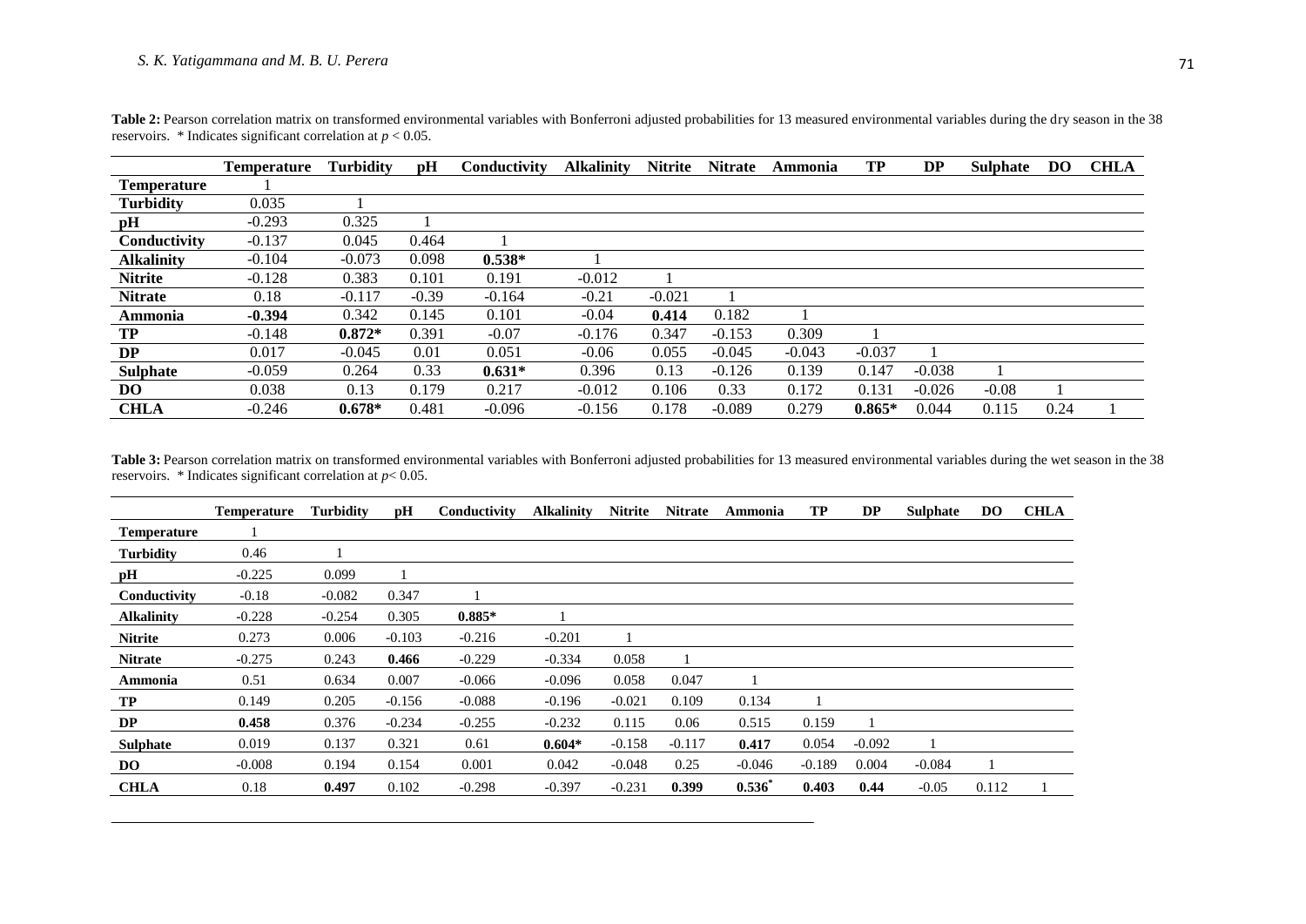**Table 2:** Pearson correlation matrix on transformed environmental variables with Bonferroni adjusted probabilities for 13 measured environmental variables during the dry season in the 38 reservoirs. * Indicates significant correlation at $p < 0.05$.

| | Temperature | Turbidity | pH | Conductivity | Alkalinity | Nitrite | Nitrate | Ammonia | TP | DP | Sulphate | DO | CHLA |
|---|---|---|---|---|---|---|---|---|---|---|---|---|---|
| **Temperature** | 1 | | | | | | | | | | | | |
| **Turbidity** | 0.035 | 1 | | | | | | | | | | | |
| **pH** | -0.293 | 0.325 | 1 | | | | | | | | | | |
| **Conductivity** | -0.137 | 0.045 | 0.464 | 1 | | | | | | | | | |
| **Alkalinity** | -0.104 | -0.073 | 0.098 | **0.538*** | 1 | | | | | | | | |
| **Nitrite** | -0.128 | 0.383 | 0.101 | 0.191 | -0.012 | 1 | | | | | | | |
| **Nitrate** | 0.18 | -0.117 | -0.39 | -0.164 | -0.21 | -0.021 | 1 | | | | | | |
| **Ammonia** | **-0.394** | 0.342 | 0.145 | 0.101 | -0.04 | **0.414** | 0.182 | 1 | | | | | |
| **TP** | -0.148 | **0.872*** | 0.391 | -0.07 | -0.176 | 0.347 | -0.153 | 0.309 | 1 | | | | |
| **DP** | 0.017 | -0.045 | 0.01 | 0.051 | -0.06 | 0.055 | -0.045 | -0.043 | -0.037 | 1 | | | |
| **Sulphate** | -0.059 | 0.264 | 0.33 | **0.631*** | 0.396 | 0.13 | -0.126 | 0.139 | 0.147 | -0.038 | 1 | | |
| **DO** | 0.038 | 0.13 | 0.179 | 0.217 | -0.012 | 0.106 | 0.33 | 0.172 | 0.131 | -0.026 | -0.08 | 1 | |
| **CHLA** | -0.246 | **0.678*** | 0.481 | -0.096 | -0.156 | 0.178 | -0.089 | 0.279 | **0.865*** | 0.044 | 0.115 | 0.24 | 1 |

**Table 3:** Pearson correlation matrix on transformed environmental variables with Bonferroni adjusted probabilities for 13 measured environmental variables during the wet season in the 38 reservoirs. * Indicates significant correlation at $p < 0.05$.

| | Temperature | Turbidity | pH | Conductivity | Alkalinity | Nitrite | Nitrate | Ammonia | TP | DP | Sulphate | DO | CHLA |
|---|---|---|---|---|---|---|---|---|---|---|---|---|---|
| **Temperature** | 1 | | | | | | | | | | | | |
| **Turbidity** | 0.46 | 1 | | | | | | | | | | | |
| **pH** | -0.225 | 0.099 | 1 | | | | | | | | | | |
| **Conductivity** | -0.18 | -0.082 | 0.347 | 1 | | | | | | | | | |
| **Alkalinity** | -0.228 | -0.254 | 0.305 | **0.885*** | 1 | | | | | | | | |
| **Nitrite** | 0.273 | 0.006 | -0.103 | -0.216 | -0.201 | 1 | | | | | | | |
| **Nitrate** | -0.275 | 0.243 | **0.466** | -0.229 | -0.334 | 0.058 | 1 | | | | | | |
| **Ammonia** | 0.51 | 0.634 | 0.007 | -0.066 | -0.096 | 0.058 | 0.047 | 1 | | | | | |
| **TP** | 0.149 | 0.205 | -0.156 | -0.088 | -0.196 | -0.021 | 0.109 | 0.134 | 1 | | | | |
| **DP** | **0.458** | 0.376 | -0.234 | -0.255 | -0.232 | 0.115 | 0.06 | 0.515 | 0.159 | 1 | | | |
| **Sulphate** | 0.019 | 0.137 | 0.321 | 0.61 | **0.604*** | -0.158 | -0.117 | **0.417** | 0.054 | -0.092 | 1 | | |
| **DO** | -0.008 | 0.194 | 0.154 | 0.001 | 0.042 | -0.048 | 0.25 | -0.046 | -0.189 | 0.004 | -0.084 | 1 | |
| **CHLA** | 0.18 | **0.497** | 0.102 | -0.298 | -0.397 | -0.231 | **0.399** | **0.536*** | **0.403** | **0.44** | -0.05 | 0.112 | 1 |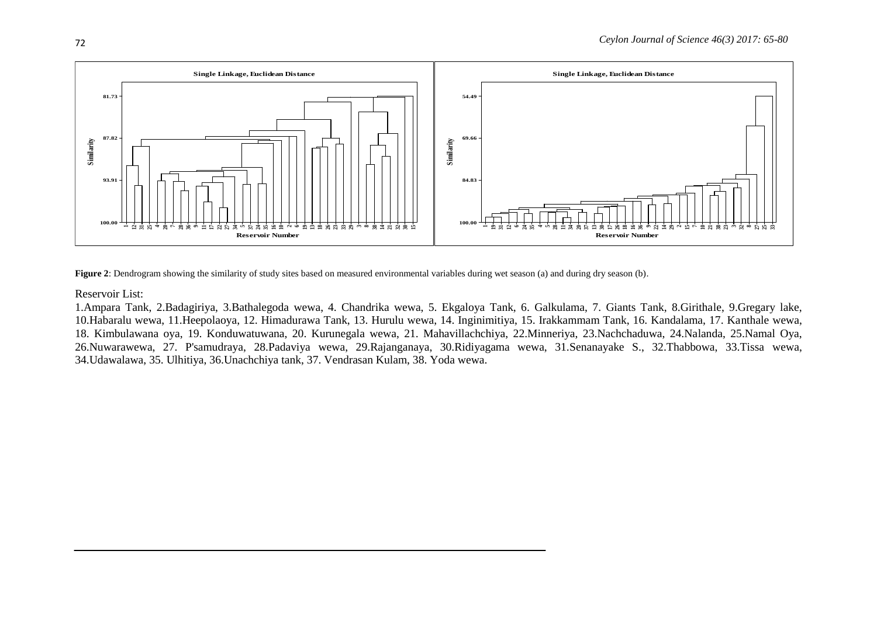**Figure 2**: Dendrogram showing the similarity of study sites based on measured environmental variables during wet season (a) and during dry season (b).

Reservoir List:

1.Ampara Tank, 2.Badagiriya, 3.Bathalegoda wewa, 4. Chandrika wewa, 5. Ekgaloya Tank, 6. Galkulama, 7. Giants Tank, 8.Girithale, 9.Gregary lake, 10.Habaralu wewa, 11.Heepolaoya, 12. Himadurawa Tank, 13. Hurulu wewa, 14. Inginimitiya, 15. Irakkammam Tank, 16. Kandalama, 17. Kanthale wewa, 18. Kimbulawana oya, 19. Konduwatuwana, 20. Kurunegala wewa, 21. Mahavillachchiya, 22.Minneriya, 23.Nachchaduwa, 24.Nalanda, 25.Namal Oya, 26.Nuwarawewa, 27. P'samudraya, 28.Padaviya wewa, 29.Rajanganaya, 30.Ridiyagama wewa, 31.Senanayake S., 32.Thabbowa, 33.Tissa wewa, 34.Udawalawa, 35. Ulhitiya, 36.Unachchiya tank, 37. Vendrasan Kulam, 38. Yoda wewa.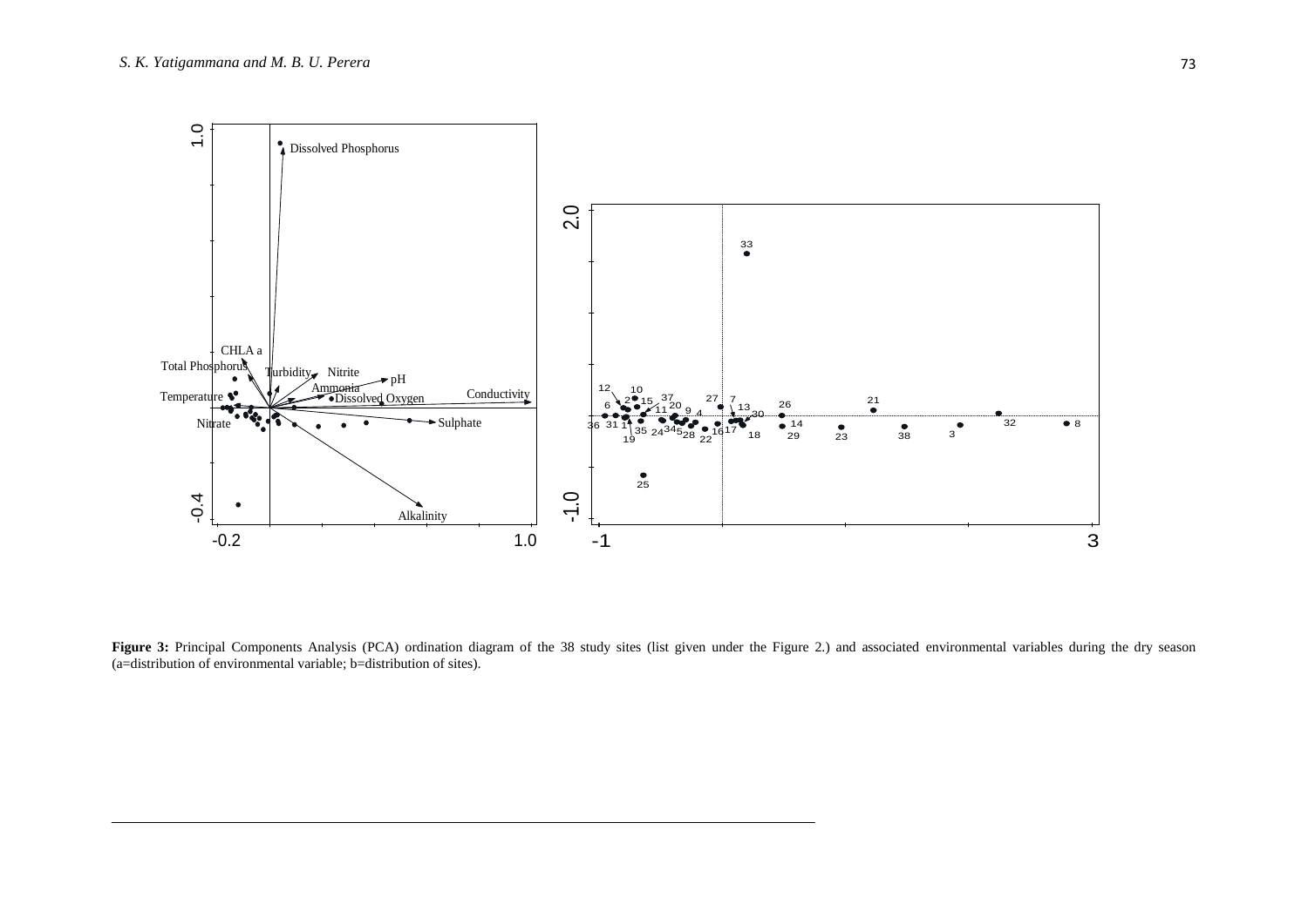**Figure 3:** Principal Components Analysis (PCA) ordination diagram of the 38 study sites (list given under the Figure 2.) and associated environmental variables during the dry season (a=distribution of environmental variable; b=distribution of sites).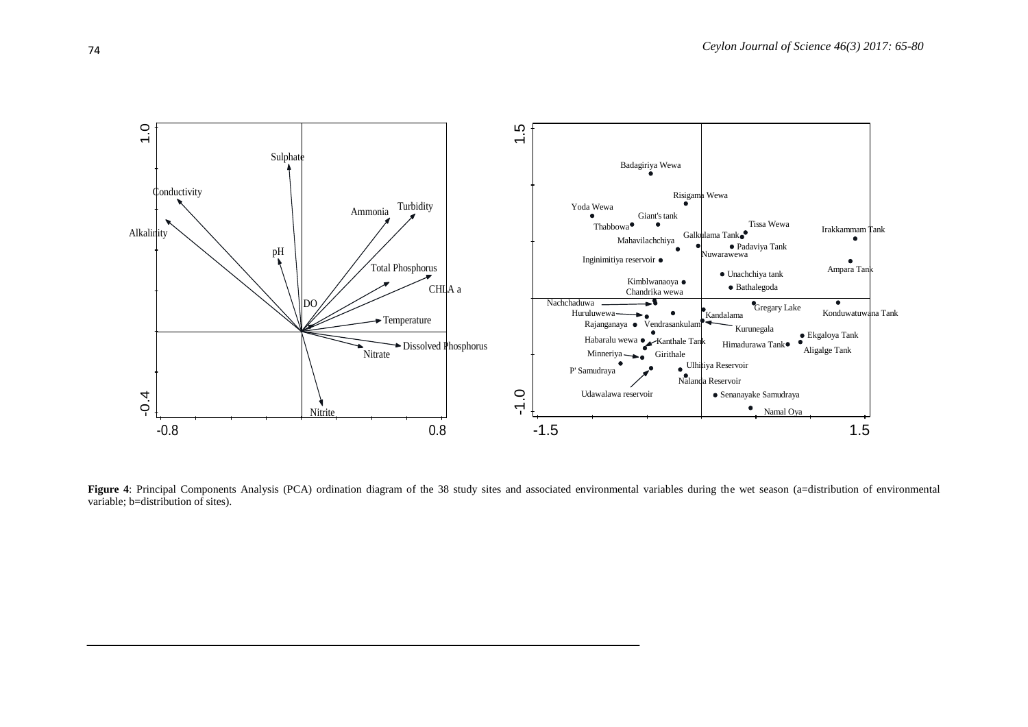**Figure 4**: Principal Components Analysis (PCA) ordination diagram of the 38 study sites and associated environmental variables during the wet season (a=distribution of environmental variable; b=distribution of sites).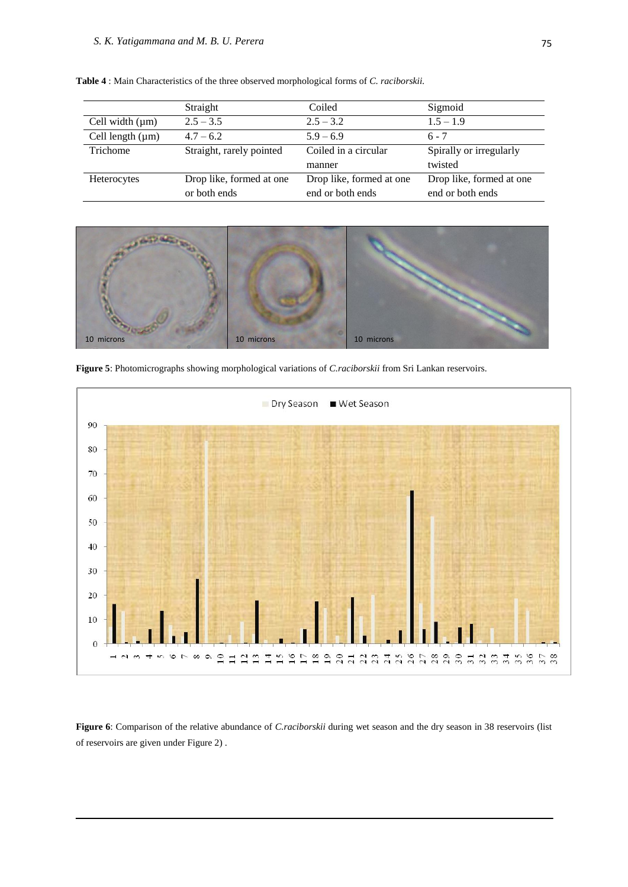**Table 4** : Main Characteristics of the three observed morphological forms of *C. raciborskii.*

| | Straight | Coiled | Sigmoid |
|---|---|---|---|
| Cell width (μm) | 2.5 – 3.5 | 2.5 – 3.2 | 1.5 – 1.9 |
| Cell length (μm) | 4.7 – 6.2 | 5.9 – 6.9 | 6 - 7 |
| Trichome | Straight, rarely pointed | Coiled in a circular manner | Spirally or irregularly twisted |
| Heterocytes | Drop like, formed at one or both ends | Drop like, formed at one end or both ends | Drop like, formed at one end or both ends |

**Figure 5**: Photomicrographs showing morphological variations of *C.raciborskii* from Sri Lankan reservoirs.

**Figure 6**: Comparison of the relative abundance of *C.raciborskii* during wet season and the dry season in 38 reservoirs (list of reservoirs are given under Figure 2) .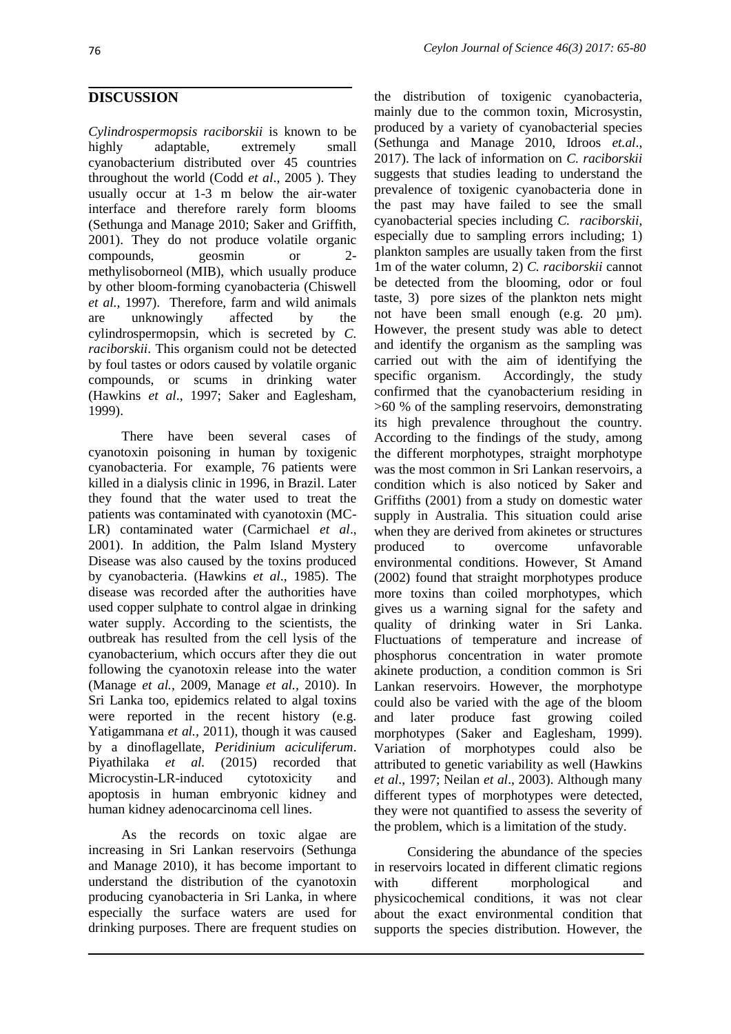## DISCUSSION

*Cylindrospermopsis raciborskii* is known to be highly adaptable, extremely small cyanobacterium distributed over 45 countries throughout the world (Codd *et al*., 2005 ). They usually occur at 1-3 m below the air-water interface and therefore rarely form blooms (Sethunga and Manage 2010; Saker and Griffith, 2001). They do not produce volatile organic compounds, geosmin or 2-methylisoborneol (MIB), which usually produce by other bloom-forming cyanobacteria (Chiswell *et al.,* 1997). Therefore, farm and wild animals are unknowingly affected by the cylindrospermopsin, which is secreted by *C. raciborskii*. This organism could not be detected by foul tastes or odors caused by volatile organic compounds, or scums in drinking water (Hawkins *et al*., 1997; Saker and Eaglesham, 1999).

There have been several cases of cyanotoxin poisoning in human by toxigenic cyanobacteria. For example, 76 patients were killed in a dialysis clinic in 1996, in Brazil. Later they found that the water used to treat the patients was contaminated with cyanotoxin (MC-LR) contaminated water (Carmichael *et al*., 2001). In addition, the Palm Island Mystery Disease was also caused by the toxins produced by cyanobacteria. (Hawkins *et al*., 1985). The disease was recorded after the authorities have used copper sulphate to control algae in drinking water supply. According to the scientists, the outbreak has resulted from the cell lysis of the cyanobacterium, which occurs after they die out following the cyanotoxin release into the water (Manage *et al.,* 2009, Manage *et al.,* 2010). In Sri Lanka too, epidemics related to algal toxins were reported in the recent history (e.g. Yatigammana *et al.*, 2011), though it was caused by a dinoflagellate, *Peridinium aciculiferum*. Piyathilaka *et al.* (2015) recorded that Microcystin-LR-induced cytotoxicity and apoptosis in human embryonic kidney and human kidney adenocarcinoma cell lines.

As the records on toxic algae are increasing in Sri Lankan reservoirs (Sethunga and Manage 2010), it has become important to understand the distribution of the cyanotoxin producing cyanobacteria in Sri Lanka, in where especially the surface waters are used for drinking purposes. There are frequent studies on the distribution of toxigenic cyanobacteria, mainly due to the common toxin, Microsystin, produced by a variety of cyanobacterial species (Sethunga and Manage 2010, Idroos *et.al*., 2017). The lack of information on *C. raciborskii* suggests that studies leading to understand the prevalence of toxigenic cyanobacteria done in the past may have failed to see the small cyanobacterial species including *C. raciborskii,* especially due to sampling errors including; 1) plankton samples are usually taken from the first 1m of the water column, 2) *C. raciborskii* cannot be detected from the blooming, odor or foul taste, 3) pore sizes of the plankton nets might not have been small enough (e.g. 20 µm). However, the present study was able to detect and identify the organism as the sampling was carried out with the aim of identifying the specific organism. Accordingly, the study confirmed that the cyanobacterium residing in >60 % of the sampling reservoirs, demonstrating its high prevalence throughout the country. According to the findings of the study, among the different morphotypes, straight morphotype was the most common in Sri Lankan reservoirs, a condition which is also noticed by Saker and Griffiths (2001) from a study on domestic water supply in Australia. This situation could arise when they are derived from akinetes or structures produced to overcome unfavorable environmental conditions. However, St Amand (2002) found that straight morphotypes produce more toxins than coiled morphotypes, which gives us a warning signal for the safety and quality of drinking water in Sri Lanka. Fluctuations of temperature and increase of phosphorus concentration in water promote akinete production, a condition common is Sri Lankan reservoirs. However, the morphotype could also be varied with the age of the bloom and later produce fast growing coiled morphotypes (Saker and Eaglesham, 1999). Variation of morphotypes could also be attributed to genetic variability as well (Hawkins *et al*., 1997; Neilan *et al*., 2003). Although many different types of morphotypes were detected, they were not quantified to assess the severity of the problem, which is a limitation of the study.

Considering the abundance of the species in reservoirs located in different climatic regions with different morphological and physicochemical conditions, it was not clear about the exact environmental condition that supports the species distribution. However, the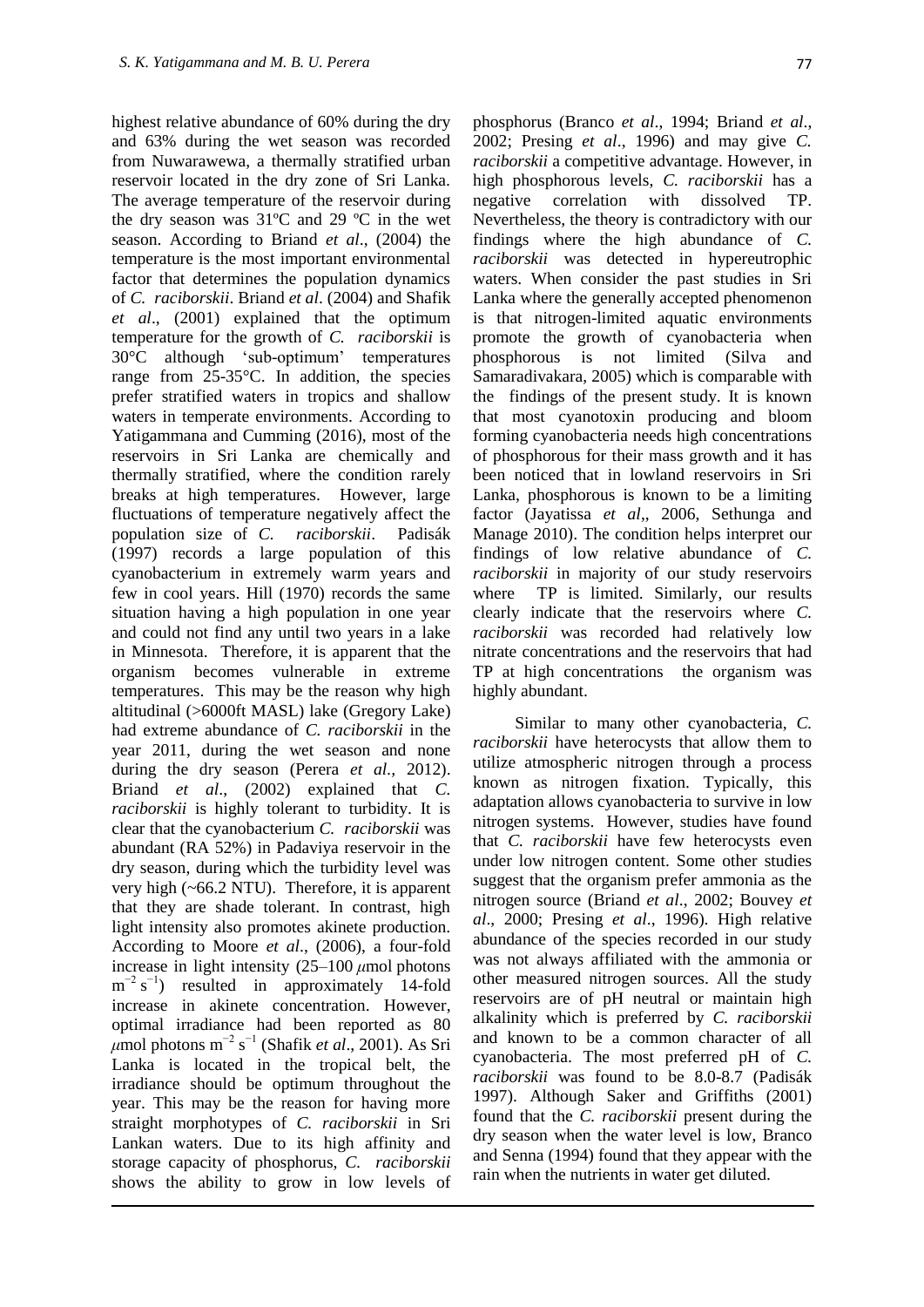highest relative abundance of 60% during the dry and 63% during the wet season was recorded from Nuwarawewa, a thermally stratified urban reservoir located in the dry zone of Sri Lanka. The average temperature of the reservoir during the dry season was 31ºC and 29 ºC in the wet season. According to Briand *et al*., (2004) the temperature is the most important environmental factor that determines the population dynamics of *C. raciborskii*. Briand *et al*. (2004) and Shafik *et al*., (2001) explained that the optimum temperature for the growth of *C. raciborskii* is 30°C although 'sub-optimum' temperatures range from 25-35°C. In addition, the species prefer stratified waters in tropics and shallow waters in temperate environments. According to Yatigammana and Cumming (2016), most of the reservoirs in Sri Lanka are chemically and thermally stratified, where the condition rarely breaks at high temperatures. However, large fluctuations of temperature negatively affect the population size of *C. raciborskii*. Padisák (1997) records a large population of this cyanobacterium in extremely warm years and few in cool years. Hill (1970) records the same situation having a high population in one year and could not find any until two years in a lake in Minnesota. Therefore, it is apparent that the organism becomes vulnerable in extreme temperatures. This may be the reason why high altitudinal (>6000ft MASL) lake (Gregory Lake) had extreme abundance of *C. raciborskii* in the year 2011, during the wet season and none during the dry season (Perera *et al.,* 2012). Briand *et al*., (2002) explained that *C. raciborskii* is highly tolerant to turbidity. It is clear that the cyanobacterium *C. raciborskii* was abundant (RA 52%) in Padaviya reservoir in the dry season, during which the turbidity level was very high (~66.2 NTU). Therefore, it is apparent that they are shade tolerant. In contrast, high light intensity also promotes akinete production. According to Moore *et al*., (2006), a four-fold increase in light intensity (25–100 $\mu$mol photons $m^{-2}\,s^{-1}$) resulted in approximately 14-fold increase in akinete concentration. However, optimal irradiance had been reported as 80 $\mu$mol photons $m^{-2}\,s^{-1}$ (Shafik *et al*., 2001). As Sri Lanka is located in the tropical belt, the irradiance should be optimum throughout the year. This may be the reason for having more straight morphotypes of *C. raciborskii* in Sri Lankan waters. Due to its high affinity and storage capacity of phosphorus, *C. raciborskii* shows the ability to grow in low levels of phosphorus (Branco *et al*., 1994; Briand *et al*., 2002; Presing *et al*., 1996) and may give *C. raciborskii* a competitive advantage. However, in high phosphorous levels, *C. raciborskii* has a negative correlation with dissolved TP. Nevertheless, the theory is contradictory with our findings where the high abundance of *C. raciborskii* was detected in hypereutrophic waters. When consider the past studies in Sri Lanka where the generally accepted phenomenon is that nitrogen-limited aquatic environments promote the growth of cyanobacteria when phosphorous is not limited (Silva and Samaradivakara, 2005) which is comparable with the findings of the present study. It is known that most cyanotoxin producing and bloom forming cyanobacteria needs high concentrations of phosphorous for their mass growth and it has been noticed that in lowland reservoirs in Sri Lanka, phosphorous is known to be a limiting factor (Jayatissa *et al*,, 2006, Sethunga and Manage 2010). The condition helps interpret our findings of low relative abundance of *C. raciborskii* in majority of our study reservoirs where TP is limited. Similarly, our results clearly indicate that the reservoirs where *C. raciborskii* was recorded had relatively low nitrate concentrations and the reservoirs that had TP at high concentrations the organism was highly abundant.

Similar to many other cyanobacteria, *C. raciborskii* have heterocysts that allow them to utilize atmospheric nitrogen through a process known as nitrogen fixation. Typically, this adaptation allows cyanobacteria to survive in low nitrogen systems. However, studies have found that *C. raciborskii* have few heterocysts even under low nitrogen content. Some other studies suggest that the organism prefer ammonia as the nitrogen source (Briand *et al*., 2002; Bouvey *et al*., 2000; Presing *et al*., 1996). High relative abundance of the species recorded in our study was not always affiliated with the ammonia or other measured nitrogen sources. All the study reservoirs are of pH neutral or maintain high alkalinity which is preferred by *C. raciborskii* and known to be a common character of all cyanobacteria. The most preferred pH of *C. raciborskii* was found to be 8.0-8.7 (Padisák 1997). Although Saker and Griffiths (2001) found that the *C. raciborskii* present during the dry season when the water level is low, Branco and Senna (1994) found that they appear with the rain when the nutrients in water get diluted.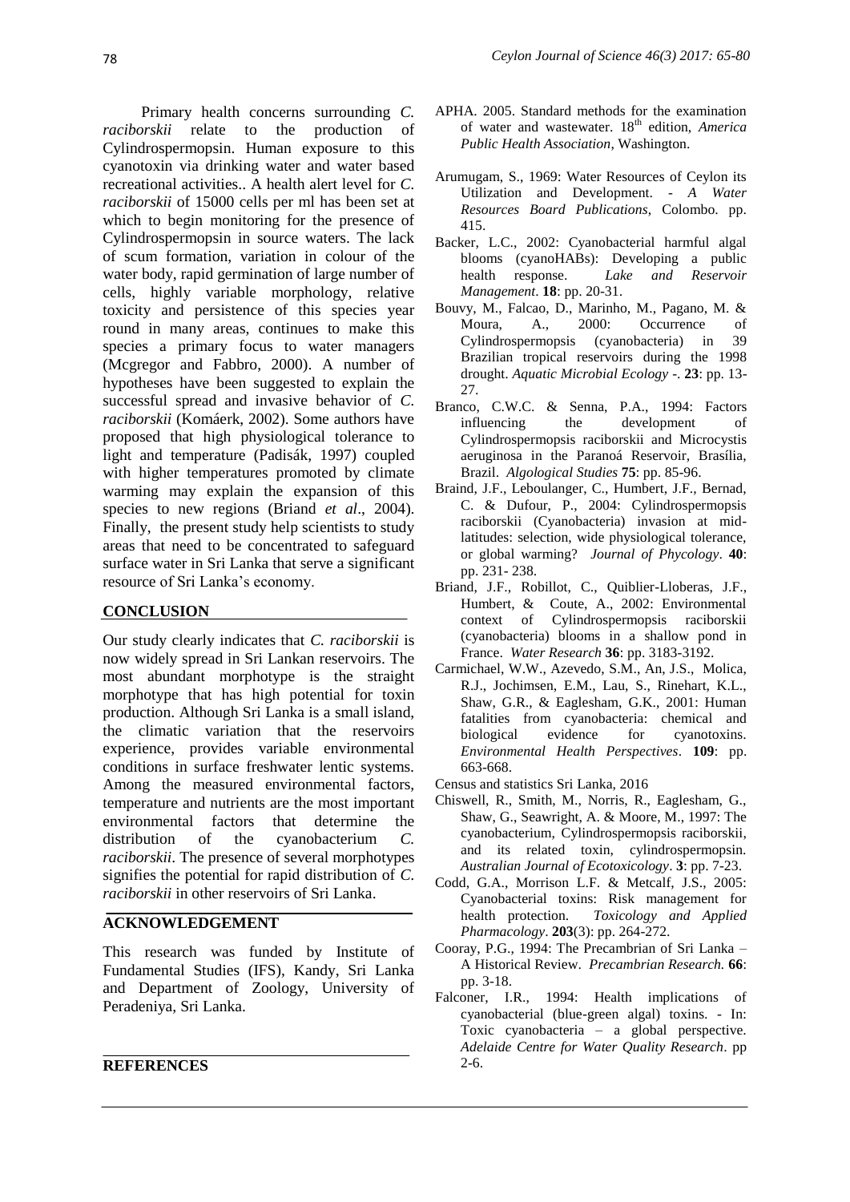Primary health concerns surrounding *C. raciborskii* relate to the production of Cylindrospermopsin. Human exposure to this cyanotoxin via drinking water and water based recreational activities.. A health alert level for *C. raciborskii* of 15000 cells per ml has been set at which to begin monitoring for the presence of Cylindrospermopsin in source waters. The lack of scum formation, variation in colour of the water body, rapid germination of large number of cells, highly variable morphology, relative toxicity and persistence of this species year round in many areas, continues to make this species a primary focus to water managers (Mcgregor and Fabbro, 2000). A number of hypotheses have been suggested to explain the successful spread and invasive behavior of *C. raciborskii* (Komáerk, 2002). Some authors have proposed that high physiological tolerance to light and temperature (Padisák, 1997) coupled with higher temperatures promoted by climate warming may explain the expansion of this species to new regions (Briand *et al*., 2004). Finally, the present study help scientists to study areas that need to be concentrated to safeguard surface water in Sri Lanka that serve a significant resource of Sri Lanka's economy.

## CONCLUSION

Our study clearly indicates that *C. raciborskii* is now widely spread in Sri Lankan reservoirs. The most abundant morphotype is the straight morphotype that has high potential for toxin production. Although Sri Lanka is a small island, the climatic variation that the reservoirs experience, provides variable environmental conditions in surface freshwater lentic systems. Among the measured environmental factors, temperature and nutrients are the most important environmental factors that determine the distribution of the cyanobacterium *C. raciborskii*. The presence of several morphotypes signifies the potential for rapid distribution of *C. raciborskii* in other reservoirs of Sri Lanka.

## ACKNOWLEDGEMENT

This research was funded by Institute of Fundamental Studies (IFS), Kandy, Sri Lanka and Department of Zoology, University of Peradeniya, Sri Lanka.

## REFERENCES

APHA. 2005. Standard methods for the examination of water and wastewater. 18th edition, *America Public Health Association*, Washington.

Arumugam, S., 1969: Water Resources of Ceylon its Utilization and Development. - *A Water Resources Board Publications*, Colombo. pp. 415.

Backer, L.C., 2002: Cyanobacterial harmful algal blooms (cyanoHABs): Developing a public health response. *Lake and Reservoir Management*. **18**: pp. 20-31.

Bouvy, M., Falcao, D., Marinho, M., Pagano, M. & Moura, A., 2000: Occurrence of Cylindrospermopsis (cyanobacteria) in 39 Brazilian tropical reservoirs during the 1998 drought. *Aquatic Microbial Ecology* -. **23**: pp. 13-27.

Branco, C.W.C. & Senna, P.A., 1994: Factors influencing the development of Cylindrospermopsis raciborskii and Microcystis aeruginosa in the Paranoá Reservoir, Brasília, Brazil. *Algological Studies* **75**: pp. 85-96.

Braind, J.F., Leboulanger, C., Humbert, J.F., Bernad, C. & Dufour, P., 2004: Cylindrospermopsis raciborskii (Cyanobacteria) invasion at mid-latitudes: selection, wide physiological tolerance, or global warming? *Journal of Phycology*. **40**: pp. 231- 238.

Briand, J.F., Robillot, C., Quiblier-Lloberas, J.F., Humbert, & Coute, A., 2002: Environmental context of Cylindrospermopsis raciborskii (cyanobacteria) blooms in a shallow pond in France. *Water Research* **36**: pp. 3183-3192.

Carmichael, W.W., Azevedo, S.M., An, J.S., Molica, R.J., Jochimsen, E.M., Lau, S., Rinehart, K.L., Shaw, G.R., & Eaglesham, G.K., 2001: Human fatalities from cyanobacteria: chemical and biological evidence for cyanotoxins. *Environmental Health Perspectives*. **109**: pp. 663-668.

Census and statistics Sri Lanka, 2016

Chiswell, R., Smith, M., Norris, R., Eaglesham, G., Shaw, G., Seawright, A. & Moore, M., 1997: The cyanobacterium, Cylindrospermopsis raciborskii, and its related toxin, cylindrospermopsin. *Australian Journal of Ecotoxicology*. **3**: pp. 7-23.

Codd, G.A., Morrison L.F. & Metcalf, J.S., 2005: Cyanobacterial toxins: Risk management for health protection. *Toxicology and Applied Pharmacology*. **203**(3): pp. 264-272.

Cooray, P.G., 1994: The Precambrian of Sri Lanka – A Historical Review. *Precambrian Research.* **66**: pp. 3-18.

Falconer, I.R., 1994: Health implications of cyanobacterial (blue-green algal) toxins. - In: Toxic cyanobacteria – a global perspective. *Adelaide Centre for Water Quality Research*. pp 2-6.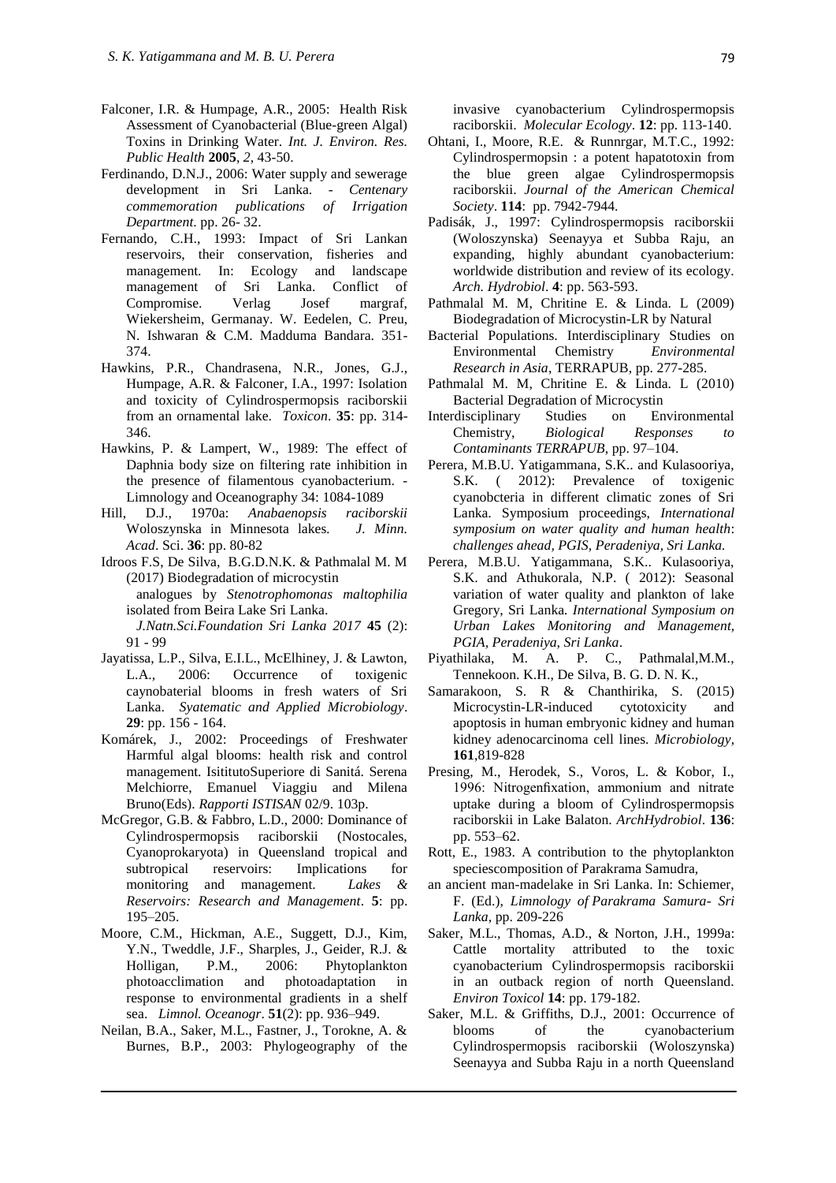Falconer, I.R. & Humpage, A.R., 2005: Health Risk Assessment of Cyanobacterial (Blue-green Algal) Toxins in Drinking Water. *Int. J. Environ. Res. Public Health* **2005**, *2*, 43-50.

Ferdinando, D.N.J., 2006: Water supply and sewerage development in Sri Lanka. - *Centenary commemoration publications of Irrigation Department*. pp. 26- 32.

Fernando, C.H., 1993: Impact of Sri Lankan reservoirs, their conservation, fisheries and management. In: Ecology and landscape management of Sri Lanka. Conflict of Compromise. Verlag Josef margraf, Wiekersheim, Germanay. W. Eedelen, C. Preu, N. Ishwaran & C.M. Madduma Bandara. 351-374.

Hawkins, P.R., Chandrasena, N.R., Jones, G.J., Humpage, A.R. & Falconer, I.A., 1997: Isolation and toxicity of Cylindrospermopsis raciborskii from an ornamental lake. *Toxicon*. **35**: pp. 314-346.

Hawkins, P. & Lampert, W., 1989: The effect of Daphnia body size on filtering rate inhibition in the presence of filamentous cyanobacterium. - Limnology and Oceanography 34: 1084-1089

Hill, D.J., 1970a: *Anabaenopsis raciborskii* Woloszynska in Minnesota lakes. *J. Minn. Acad*. Sci. **36**: pp. 80-82

Idroos F.S, De Silva, B.G.D.N.K. & Pathmalal M. M (2017) Biodegradation of microcystin analogues by *Stenotrophomonas maltophilia* isolated from Beira Lake Sri Lanka. *J.Natn.Sci.Foundation Sri Lanka 2017* **45** (2): 91 - 99

Jayatissa, L.P., Silva, E.I.L., McElhiney, J. & Lawton, L.A., 2006: Occurrence of toxigenic caynobaterial blooms in fresh waters of Sri Lanka. *Syatematic and Applied Microbiology*. **29**: pp. 156 - 164.

Komárek, J., 2002: Proceedings of Freshwater Harmful algal blooms: health risk and control management. IsititutoSuperiore di Sanitá. Serena Melchiorre, Emanuel Viaggiu and Milena Bruno(Eds). *Rapporti ISTISAN* 02/9. 103p.

McGregor, G.B. & Fabbro, L.D., 2000: Dominance of Cylindrospermopsis raciborskii (Nostocales, Cyanoprokaryota) in Queensland tropical and subtropical reservoirs: Implications for monitoring and management. *Lakes & Reservoirs: Research and Management*. **5**: pp. 195–205.

Moore, C.M., Hickman, A.E., Suggett, D.J., Kim, Y.N., Tweddle, J.F., Sharples, J., Geider, R.J. & Holligan, P.M., 2006: Phytoplankton photoacclimation and photoadaptation in response to environmental gradients in a shelf sea. *Limnol. Oceanogr*. **51**(2): pp. 936–949.

Neilan, B.A., Saker, M.L., Fastner, J., Torokne, A. & Burnes, B.P., 2003: Phylogeography of the invasive cyanobacterium Cylindrospermopsis raciborskii. *Molecular Ecology*. **12**: pp. 113-140.

Ohtani, I., Moore, R.E. & Runnrgar, M.T.C., 1992: Cylindrospermopsin : a potent hapatotoxin from the blue green algae Cylindrospermopsis raciborskii. *Journal of the American Chemical Society*. **114**: pp. 7942-7944.

Padisák, J., 1997: Cylindrospermopsis raciborskii (Woloszynska) Seenayya et Subba Raju, an expanding, highly abundant cyanobacterium: worldwide distribution and review of its ecology. *Arch. Hydrobiol*. **4**: pp. 563-593.

Pathmalal M. M, Chritine E. & Linda. L (2009) Biodegradation of Microcystin-LR by Natural Bacterial Populations. Interdisciplinary Studies on Environmental Chemistry *Environmental Research in Asia*, TERRAPUB, pp. 277-285.

Pathmalal M. M, Chritine E. & Linda. L (2010) Bacterial Degradation of Microcystin Interdisciplinary Studies on Environmental Chemistry, *Biological Responses to Contaminants TERRAPUB*, pp. 97–104.

Perera, M.B.U. Yatigammana, S.K.. and Kulasooriya, S.K. ( 2012): Prevalence of toxigenic cyanobcteria in different climatic zones of Sri Lanka. Symposium proceedings, *International symposium on water quality and human health*: *challenges ahead, PGIS, Peradeniya, Sri Lanka.*

Perera, M.B.U. Yatigammana, S.K.. Kulasooriya, S.K. and Athukorala, N.P. ( 2012): Seasonal variation of water quality and plankton of lake Gregory, Sri Lanka. *International Symposium on Urban Lakes Monitoring and Management, PGIA, Peradeniya, Sri Lanka*.

Piyathilaka, M. A. P. C., Pathmalal,M.M., Tennekoon. K.H., De Silva, B. G. D. N. K., Samarakoon, S. R & Chanthirika, S. (2015) Microcystin-LR-induced cytotoxicity and apoptosis in human embryonic kidney and human kidney adenocarcinoma cell lines. *Microbiology*, **161**,819-828

Presing, M., Herodek, S., Voros, L. & Kobor, I., 1996: Nitrogenfixation, ammonium and nitrate uptake during a bloom of Cylindrospermopsis raciborskii in Lake Balaton. *ArchHydrobiol*. **136**: pp. 553–62.

Rott, E., 1983. A contribution to the phytoplankton speciescomposition of Parakrama Samudra, an ancient man-madelake in Sri Lanka. In: Schiemer, F. (Ed.), *Limnology of Parakrama Samura- Sri Lanka*, pp. 209-226

Saker, M.L., Thomas, A.D., & Norton, J.H., 1999a: Cattle mortality attributed to the toxic cyanobacterium Cylindrospermopsis raciborskii in an outback region of north Queensland. *Environ Toxicol* **14**: pp. 179-182.

Saker, M.L. & Griffiths, D.J., 2001: Occurrence of blooms of the cyanobacterium Cylindrospermopsis raciborskii (Woloszynska) Seenayya and Subba Raju in a north Queensland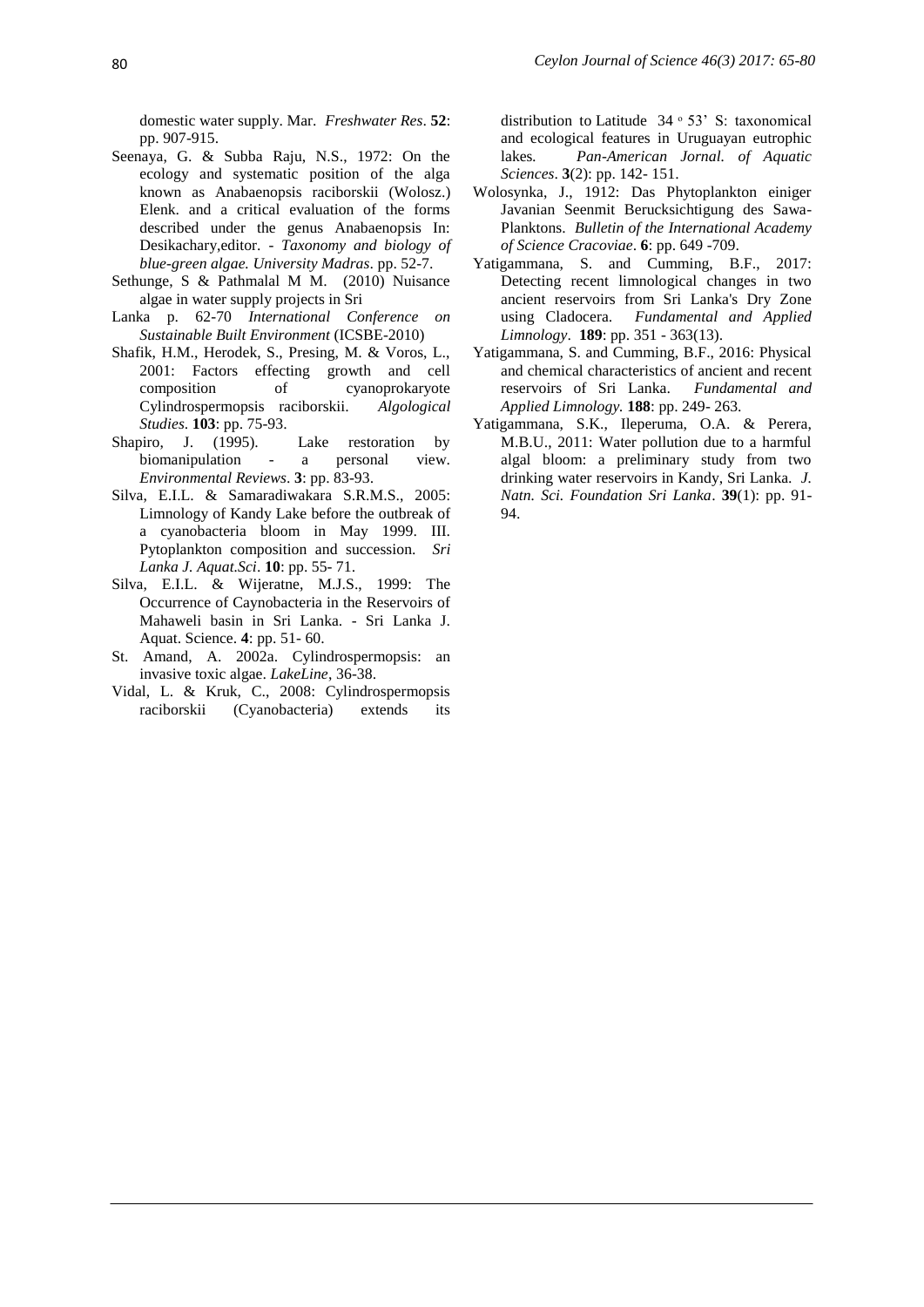domestic water supply. Mar. *Freshwater Res*. **52**: pp. 907-915.

Seenaya, G. & Subba Raju, N.S., 1972: On the ecology and systematic position of the alga known as Anabaenopsis raciborskii (Wolosz.) Elenk. and a critical evaluation of the forms described under the genus Anabaenopsis In: Desikachary,editor. - *Taxonomy and biology of blue-green algae. University Madras*. pp. 52-7.

Sethunge, S & Pathmalal M M. (2010) Nuisance algae in water supply projects in Sri

Lanka p. 62-70 *International Conference on Sustainable Built Environment* (ICSBE-2010)

Shafik, H.M., Herodek, S., Presing, M. & Voros, L., 2001: Factors effecting growth and cell composition of cyanoprokaryote Cylindrospermopsis raciborskii. *Algological Studies*. **103**: pp. 75-93.

Shapiro, J. (1995). Lake restoration by biomanipulation - a personal view. *Environmental Reviews*. **3**: pp. 83-93.

Silva, E.I.L. & Samaradiwakara S.R.M.S., 2005: Limnology of Kandy Lake before the outbreak of a cyanobacteria bloom in May 1999. III. Pytoplankton composition and succession. *Sri Lanka J. Aquat.Sci*. **10**: pp. 55- 71.

Silva, E.I.L. & Wijeratne, M.J.S., 1999: The Occurrence of Caynobacteria in the Reservoirs of Mahaweli basin in Sri Lanka. - Sri Lanka J. Aquat. Science. **4**: pp. 51- 60.

St. Amand, A. 2002a. Cylindrospermopsis: an invasive toxic algae. *LakeLine*, 36-38.

Vidal, L. & Kruk, C., 2008: Cylindrospermopsis raciborskii (Cyanobacteria) extends its distribution to Latitude 34 º 53' S: taxonomical and ecological features in Uruguayan eutrophic lakes. *Pan-American Jornal. of Aquatic Sciences*. **3**(2): pp. 142- 151.

Wolosynka, J., 1912: Das Phytoplankton einiger Javanian Seenmit Berucksichtigung des Sawa-Planktons. *Bulletin of the International Academy of Science Cracoviae*. **6**: pp. 649 -709.

Yatigammana, S. and Cumming, B.F., 2017: Detecting recent limnological changes in two ancient reservoirs from Sri Lanka's Dry Zone using Cladocera. *Fundamental and Applied Limnology*. **189**: pp. 351 - 363(13).

Yatigammana, S. and Cumming, B.F., 2016: Physical and chemical characteristics of ancient and recent reservoirs of Sri Lanka. *Fundamental and Applied Limnology.* **188**: pp. 249- 263.

Yatigammana, S.K., Ileperuma, O.A. & Perera, M.B.U., 2011: Water pollution due to a harmful algal bloom: a preliminary study from two drinking water reservoirs in Kandy, Sri Lanka. *J. Natn. Sci. Foundation Sri Lanka*. **39**(1): pp. 91-94.